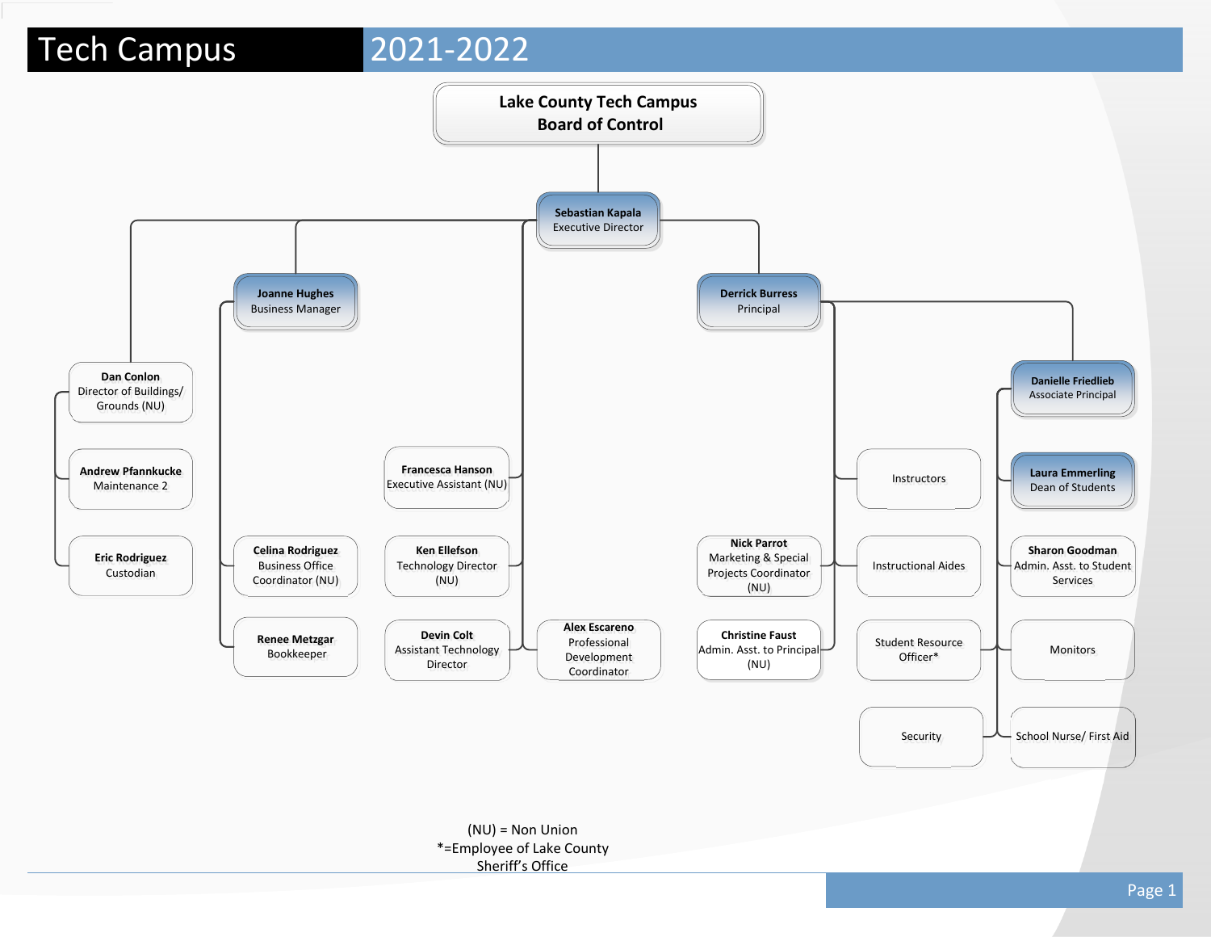# Tech Campus 2021-2022

## Lake County Tech Campus Board of Control

- **Sebastian Kapala** – Executive Director
  - **Dan Conlon** – Director of Buildings/ Grounds (NU)
    - **Andrew Pfannkucke** – Maintenance 2
    - **Eric Rodriguez** – Custodian
  - **Joanne Hughes** – Business Manager
    - **Celina Rodriguez** – Business Office Coordinator (NU)
    - **Renee Metzgar** – Bookkeeper
  - **Francesca Hanson** – Executive Assistant (NU)
  - **Ken Ellefson** – Technology Director (NU)
    - **Devin Colt** – Assistant Technology Director
  - **Alex Escareno** – Professional Development Coordinator
  - **Derrick Burress** – Principal
    - **Nick Parrot** – Marketing & Special Projects Coordinator (NU)
    - **Christine Faust** – Admin. Asst. to Principal (NU)
    - Instructors
    - Instructional Aides
    - Student Resource Officer*
    - Security
    - **Danielle Friedlieb** – Associate Principal
      - **Laura Emmerling** – Dean of Students
      - **Sharon Goodman** – Admin. Asst. to Student Services
      - Monitors
      - School Nurse/ First Aid

(NU) = Non Union

*=Employee of Lake County Sheriff's Office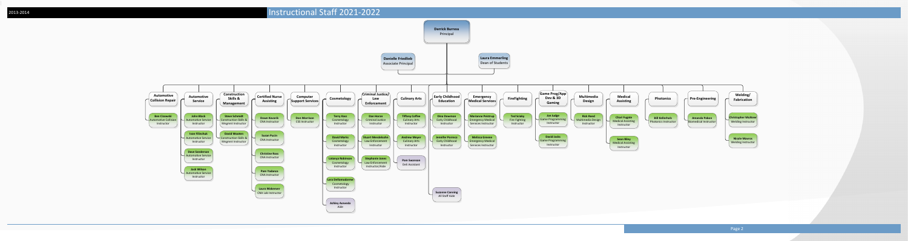2013-2014

# Instructional Staff 2021-2022

**Derrick Burress**
Principal

**Danielle Friedlieb**
Associate Principal

**Laura Emmerling**
Dean of Students

## Automotive Collision Repair
- **Ben Cizowski** – Automotive Collision Instructor

## Automotive Service
- **John Black** – Automotive Service Instructor
- **Ivan Filinchak** – Automotive Service Instructor
- **Dave Sanderson** – Automotive Service Instructor
- **Jack Wilson** – Automotive Service Instructor

## Construction Skills & Management
- **Steve Schmidt** – Construction Skills & Wegmnt Instructor
- **David Wooten** – Construction Skills & Wegmnt Instructor

## Certified Nurse Assisting
- **Dawn Kovarik** – CNA Instructor
- **Susan Pucin** – CNA Instructor
- **Christine Koss** – CNA Instructor
- **Pam Todarco** – CNA Instructor
- **Laura Makeever** – CNA Lab Instructor

## Computer Support Services
- **Don Morrison** – CSS Instructor

## Cosmetology
- **Terry Koss** – Cosmetology Instructor
- **David Marks** – Cosmetology Instructor
- **Latanya Robinson** – Cosmetology Instructor
- **Lara Dellamadarme** – Cosmetology Instructor
- **Ashley Acevedo** – Aide

## Criminal Justice/ Law Enforcement
- **Dan Horan** – Criminal Justice Instructor
- **Stuart Mendelsohn** – Law Enforcement Instructor
- **Stephanie Jones** – Law Enforcement Instructor/Aide

## Culinary Arts
- **Tiffany Coffee** – Culinary Arts Instructor
- **Andrew Meyer** – Culinary Arts Instructor
- **Pam Swanson** – Deli Assistant

## Early Childhood Education
- **Dina Dawson** – Early Childhood Instructor
- **Jennifer Porreca** – Early Childhood Instructor
- **Suzanne Canning** – All Staff Aide

## Emergency Medical Services
- **Marianne Peistrup** – Emergency Medical Services Instructor
- **Melissa Greene** – Emergency Medical Services Instructor

## FireFighting
- **Ted Sciaky** – Fire Fighting Instructor

## Game Prog/App Dev & 3D Gaming
- **Joe Judge** – Game Programming Instructor
- **David Locks** – Game Programming Instructor

## Multimedia Design
- **Rick Reed** – Multimedia Design Instructor

## Medical Assisting
- **Chari Fugate** – Medical Assisting Instructor
- **Sean Riley** – Medical Assisting Instructor

## Photonics
- **Bill Kellerhals** – Photonics Instructor

## Pre-Engineering
- **Amanda Pobon** – Biomedical Instructor

## Welding/ Fabrication
- **Christopher McAteer** – Welding Instructor
- **Nicole Mavros** – Welding Instructor